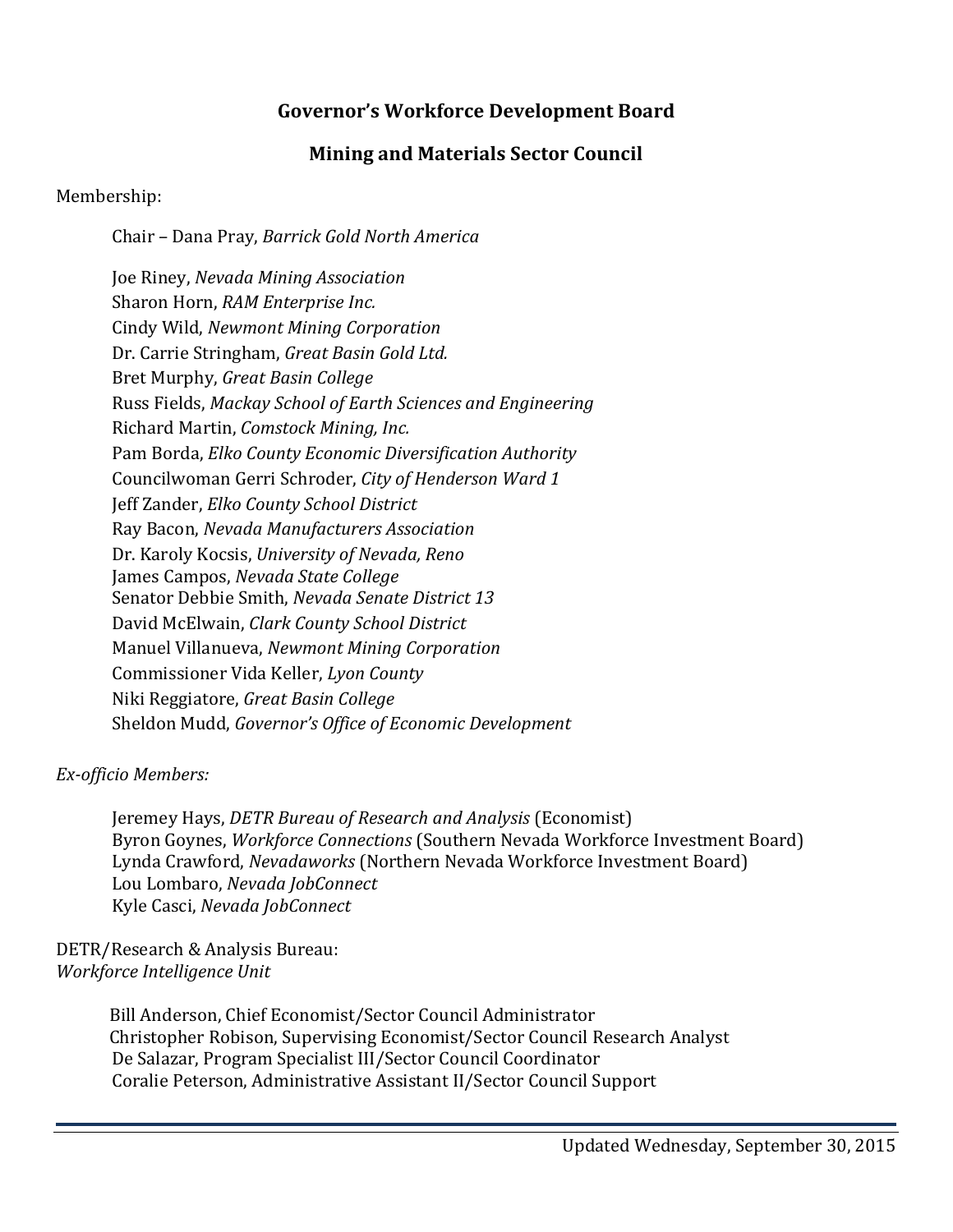# Governor's Workforce Development Board

## Mining and Materials Sector Council

Membership:

Chair – Dana Pray, *Barrick Gold North America*

Joe Riney, *Nevada Mining Association*
Sharon Horn, *RAM Enterprise Inc.*
Cindy Wild, *Newmont Mining Corporation*
Dr. Carrie Stringham, *Great Basin Gold Ltd.*
Bret Murphy, *Great Basin College*
Russ Fields, *Mackay School of Earth Sciences and Engineering*
Richard Martin, *Comstock Mining, Inc.*
Pam Borda, *Elko County Economic Diversification Authority*
Councilwoman Gerri Schroder, *City of Henderson Ward 1*
Jeff Zander, *Elko County School District*
Ray Bacon, *Nevada Manufacturers Association*
Dr. Karoly Kocsis, *University of Nevada, Reno*
James Campos, *Nevada State College*
Senator Debbie Smith, *Nevada Senate District 13*
David McElwain, *Clark County School District*
Manuel Villanueva, *Newmont Mining Corporation*
Commissioner Vida Keller, *Lyon County*
Niki Reggiatore, *Great Basin College*
Sheldon Mudd, *Governor's Office of Economic Development*

*Ex-officio Members:*

Jeremey Hays, *DETR Bureau of Research and Analysis* (Economist)
Byron Goynes, *Workforce Connections* (Southern Nevada Workforce Investment Board)
Lynda Crawford, *Nevadaworks* (Northern Nevada Workforce Investment Board)
Lou Lombaro, *Nevada JobConnect*
Kyle Casci, *Nevada JobConnect*

DETR/Research & Analysis Bureau:
*Workforce Intelligence Unit*

Bill Anderson, Chief Economist/Sector Council Administrator
Christopher Robison, Supervising Economist/Sector Council Research Analyst
De Salazar, Program Specialist III/Sector Council Coordinator
Coralie Peterson, Administrative Assistant II/Sector Council Support

Updated Wednesday, September 30, 2015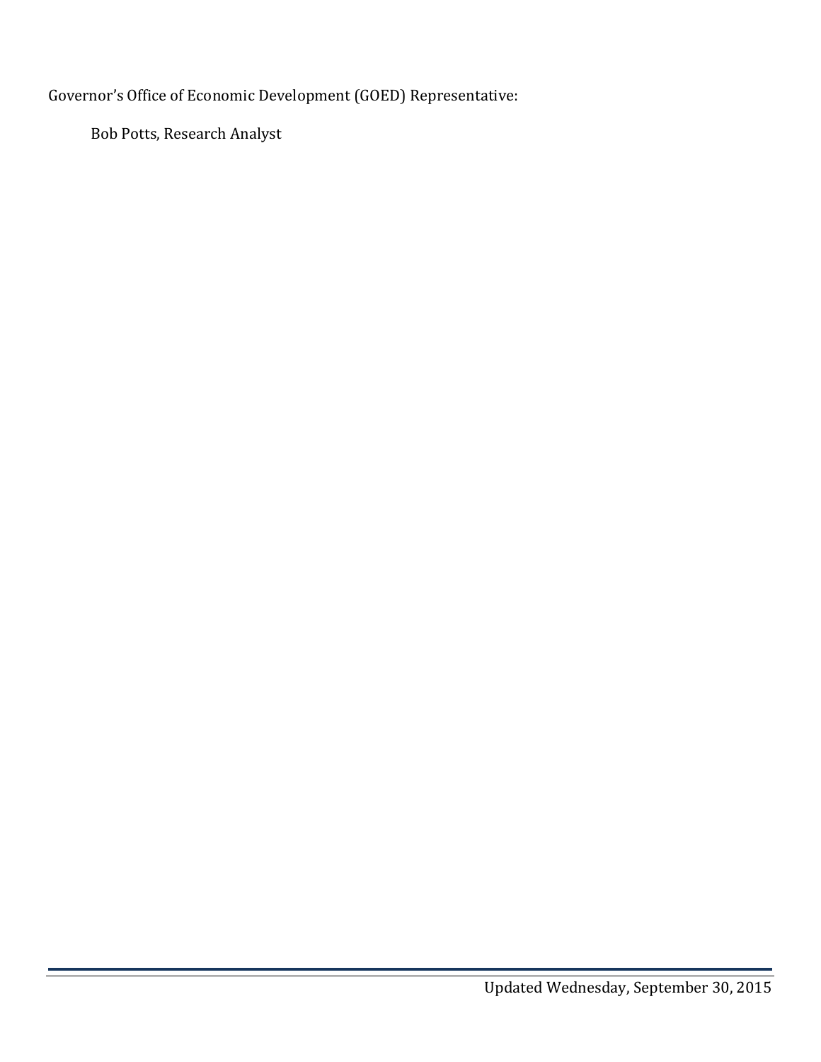Governor's Office of Economic Development (GOED) Representative:

Bob Potts, Research Analyst

Updated Wednesday, September 30, 2015